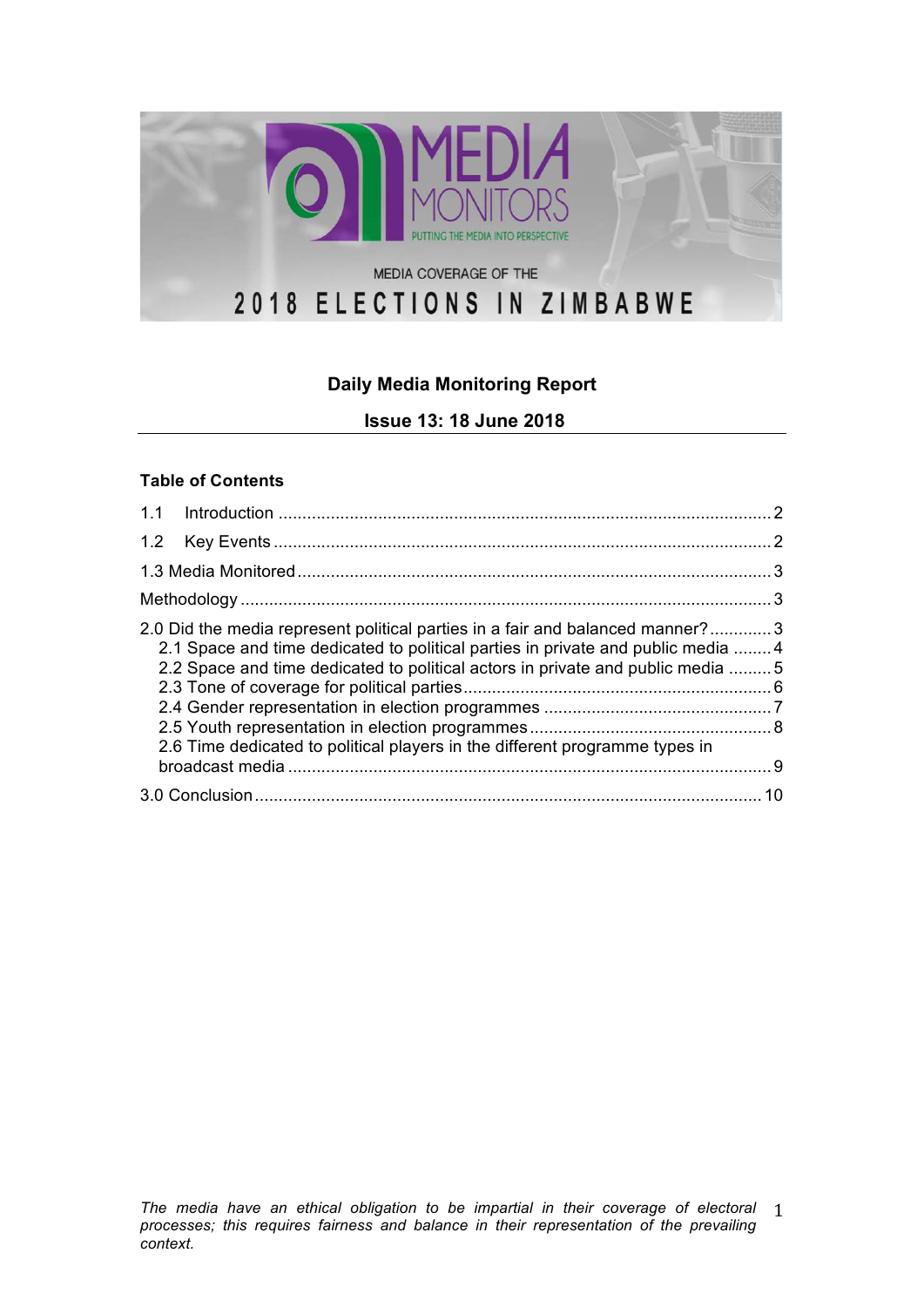MEDIA MONITORS

PUTTING THE MEDIA INTO PERSPECTIVE

MEDIA COVERAGE OF THE

2018 ELECTIONS IN ZIMBABWE

# Daily Media Monitoring Report

## Issue 13: 18 June 2018

---

**Table of Contents**

1.1 Introduction .......... 2

1.2 Key Events .......... 2

1.3 Media Monitored .......... 3

Methodology .......... 3

2.0 Did the media represent political parties in a fair and balanced manner? .......... 3

- 2.1 Space and time dedicated to political parties in private and public media .......... 4
- 2.2 Space and time dedicated to political actors in private and public media .......... 5
- 2.3 Tone of coverage for political parties .......... 6
- 2.4 Gender representation in election programmes .......... 7
- 2.5 Youth representation in election programmes .......... 8
- 2.6 Time dedicated to political players in the different programme types in broadcast media .......... 9

3.0 Conclusion .......... 10

*The media have an ethical obligation to be impartial in their coverage of electoral processes; this requires fairness and balance in their representation of the prevailing context.*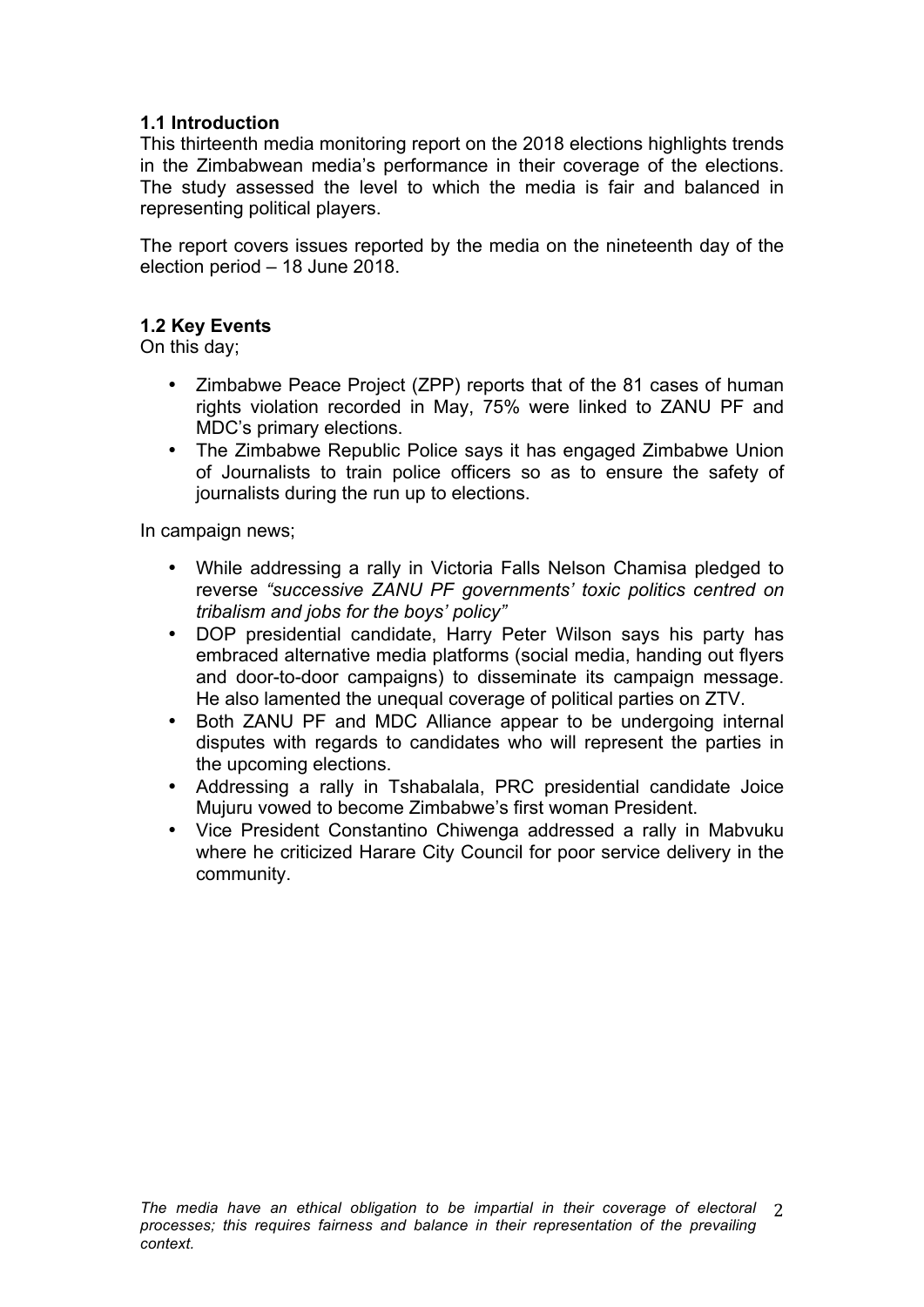### 1.1 Introduction

This thirteenth media monitoring report on the 2018 elections highlights trends in the Zimbabwean media's performance in their coverage of the elections. The study assessed the level to which the media is fair and balanced in representing political players.

The report covers issues reported by the media on the nineteenth day of the election period – 18 June 2018.

### 1.2 Key Events

On this day;

- Zimbabwe Peace Project (ZPP) reports that of the 81 cases of human rights violation recorded in May, 75% were linked to ZANU PF and MDC's primary elections.
- The Zimbabwe Republic Police says it has engaged Zimbabwe Union of Journalists to train police officers so as to ensure the safety of journalists during the run up to elections.

In campaign news;

- While addressing a rally in Victoria Falls Nelson Chamisa pledged to reverse *"successive ZANU PF governments' toxic politics centred on tribalism and jobs for the boys' policy"*
- DOP presidential candidate, Harry Peter Wilson says his party has embraced alternative media platforms (social media, handing out flyers and door-to-door campaigns) to disseminate its campaign message. He also lamented the unequal coverage of political parties on ZTV.
- Both ZANU PF and MDC Alliance appear to be undergoing internal disputes with regards to candidates who will represent the parties in the upcoming elections.
- Addressing a rally in Tshabalala, PRC presidential candidate Joice Mujuru vowed to become Zimbabwe's first woman President.
- Vice President Constantino Chiwenga addressed a rally in Mabvuku where he criticized Harare City Council for poor service delivery in the community.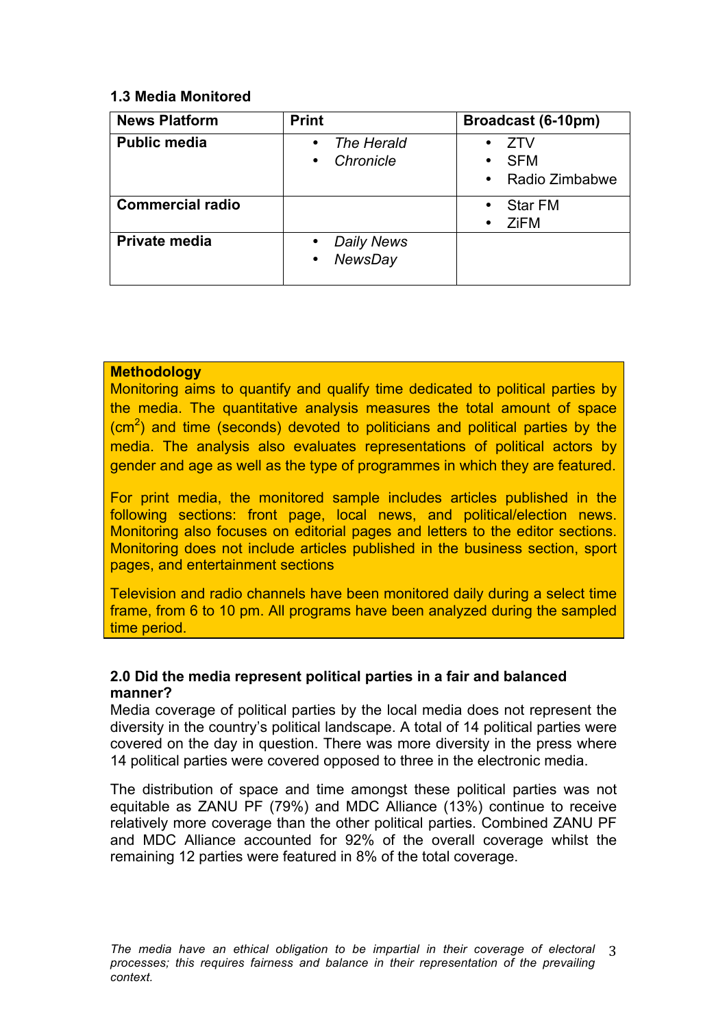### 1.3 Media Monitored

| News Platform | Print | Broadcast (6-10pm) |
|---|---|---|
| **Public media** | • *The Herald*<br>• *Chronicle* | • ZTV<br>• SFM<br>• Radio Zimbabwe |
| **Commercial radio** | | • Star FM<br>• ZiFM |
| **Private media** | • *Daily News*<br>• *NewsDay* | |

**Methodology**

Monitoring aims to quantify and qualify time dedicated to political parties by the media. The quantitative analysis measures the total amount of space ($cm^2$) and time (seconds) devoted to politicians and political parties by the media. The analysis also evaluates representations of political actors by gender and age as well as the type of programmes in which they are featured.

For print media, the monitored sample includes articles published in the following sections: front page, local news, and political/election news. Monitoring also focuses on editorial pages and letters to the editor sections. Monitoring does not include articles published in the business section, sport pages, and entertainment sections

Television and radio channels have been monitored daily during a select time frame, from 6 to 10 pm. All programs have been analyzed during the sampled time period.

### 2.0 Did the media represent political parties in a fair and balanced manner?

Media coverage of political parties by the local media does not represent the diversity in the country's political landscape. A total of 14 political parties were covered on the day in question. There was more diversity in the press where 14 political parties were covered opposed to three in the electronic media.

The distribution of space and time amongst these political parties was not equitable as ZANU PF (79%) and MDC Alliance (13%) continue to receive relatively more coverage than the other political parties. Combined ZANU PF and MDC Alliance accounted for 92% of the overall coverage whilst the remaining 12 parties were featured in 8% of the total coverage.

*The media have an ethical obligation to be impartial in their coverage of electoral processes; this requires fairness and balance in their representation of the prevailing context.*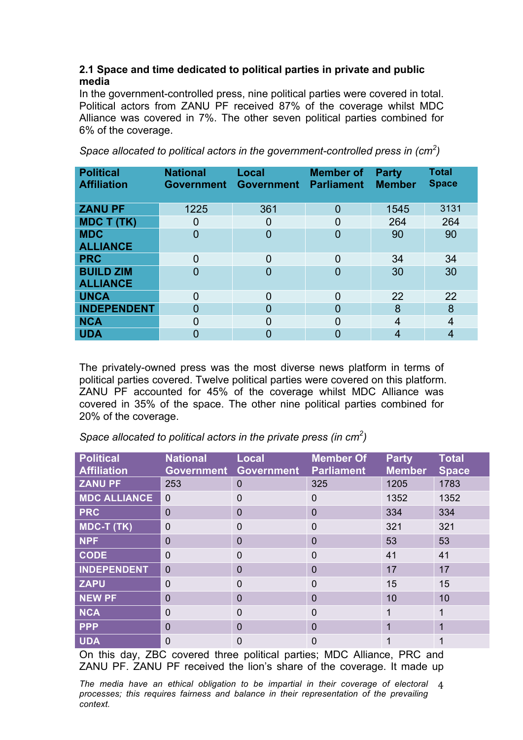### 2.1 Space and time dedicated to political parties in private and public media

In the government-controlled press, nine political parties were covered in total. Political actors from ZANU PF received 87% of the coverage whilst MDC Alliance was covered in 7%. The other seven political parties combined for 6% of the coverage.

*Space allocated to political actors in the government-controlled press in ($cm^2$)*

| Political Affiliation | National Government | Local Government | Member of Parliament | Party Member | Total Space |
|---|---|---|---|---|---|
| ZANU PF | 1225 | 361 | 0 | 1545 | 3131 |
| MDC T (TK) | 0 | 0 | 0 | 264 | 264 |
| MDC ALLIANCE | 0 | 0 | 0 | 90 | 90 |
| PRC | 0 | 0 | 0 | 34 | 34 |
| BUILD ZIM ALLIANCE | 0 | 0 | 0 | 30 | 30 |
| UNCA | 0 | 0 | 0 | 22 | 22 |
| INDEPENDENT | 0 | 0 | 0 | 8 | 8 |
| NCA | 0 | 0 | 0 | 4 | 4 |
| UDA | 0 | 0 | 0 | 4 | 4 |

The privately-owned press was the most diverse news platform in terms of political parties covered. Twelve political parties were covered on this platform. ZANU PF accounted for 45% of the coverage whilst MDC Alliance was covered in 35% of the space. The other nine political parties combined for 20% of the coverage.

*Space allocated to political actors in the private press (in $cm^2$)*

| Political Affiliation | National Government | Local Government | Member Of Parliament | Party Member | Total Space |
|---|---|---|---|---|---|
| ZANU PF | 253 | 0 | 325 | 1205 | 1783 |
| MDC ALLIANCE | 0 | 0 | 0 | 1352 | 1352 |
| PRC | 0 | 0 | 0 | 334 | 334 |
| MDC-T (TK) | 0 | 0 | 0 | 321 | 321 |
| NPF | 0 | 0 | 0 | 53 | 53 |
| CODE | 0 | 0 | 0 | 41 | 41 |
| INDEPENDENT | 0 | 0 | 0 | 17 | 17 |
| ZAPU | 0 | 0 | 0 | 15 | 15 |
| NEW PF | 0 | 0 | 0 | 10 | 10 |
| NCA | 0 | 0 | 0 | 1 | 1 |
| PPP | 0 | 0 | 0 | 1 | 1 |
| UDA | 0 | 0 | 0 | 1 | 1 |

On this day, ZBC covered three political parties; MDC Alliance, PRC and ZANU PF. ZANU PF received the lion's share of the coverage. It made up

*The media have an ethical obligation to be impartial in their coverage of electoral processes; this requires fairness and balance in their representation of the prevailing context.*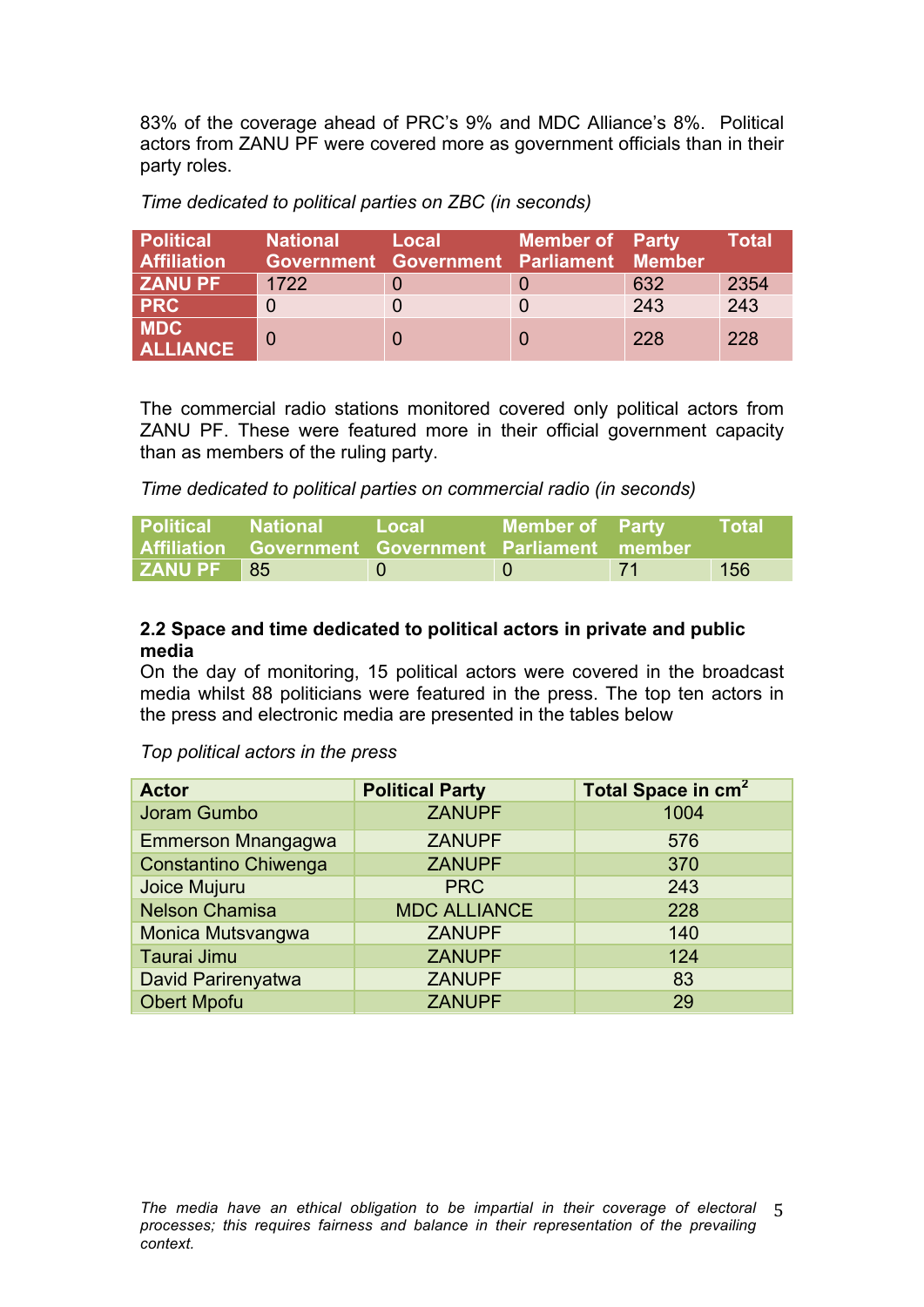83% of the coverage ahead of PRC's 9% and MDC Alliance's 8%. Political actors from ZANU PF were covered more as government officials than in their party roles.

*Time dedicated to political parties on ZBC (in seconds)*

| Political Affiliation | National Government | Local Government | Member of Parliament | Party Member | Total |
|---|---|---|---|---|---|
| ZANU PF | 1722 | 0 | 0 | 632 | 2354 |
| PRC | 0 | 0 | 0 | 243 | 243 |
| MDC ALLIANCE | 0 | 0 | 0 | 228 | 228 |

The commercial radio stations monitored covered only political actors from ZANU PF. These were featured more in their official government capacity than as members of the ruling party.

*Time dedicated to political parties on commercial radio (in seconds)*

| Political Affiliation | National Government | Local Government | Member of Parliament | Party member | Total |
|---|---|---|---|---|---|
| ZANU PF | 85 | 0 | 0 | 71 | 156 |

### 2.2 Space and time dedicated to political actors in private and public media

On the day of monitoring, 15 political actors were covered in the broadcast media whilst 88 politicians were featured in the press. The top ten actors in the press and electronic media are presented in the tables below

*Top political actors in the press*

| Actor | Political Party | Total Space in $cm^2$ |
|---|---|---|
| Joram Gumbo | ZANUPF | 1004 |
| Emmerson Mnangagwa | ZANUPF | 576 |
| Constantino Chiwenga | ZANUPF | 370 |
| Joice Mujuru | PRC | 243 |
| Nelson Chamisa | MDC ALLIANCE | 228 |
| Monica Mutsvangwa | ZANUPF | 140 |
| Taurai Jimu | ZANUPF | 124 |
| David Parirenyatwa | ZANUPF | 83 |
| Obert Mpofu | ZANUPF | 29 |

*The media have an ethical obligation to be impartial in their coverage of electoral processes; this requires fairness and balance in their representation of the prevailing context.*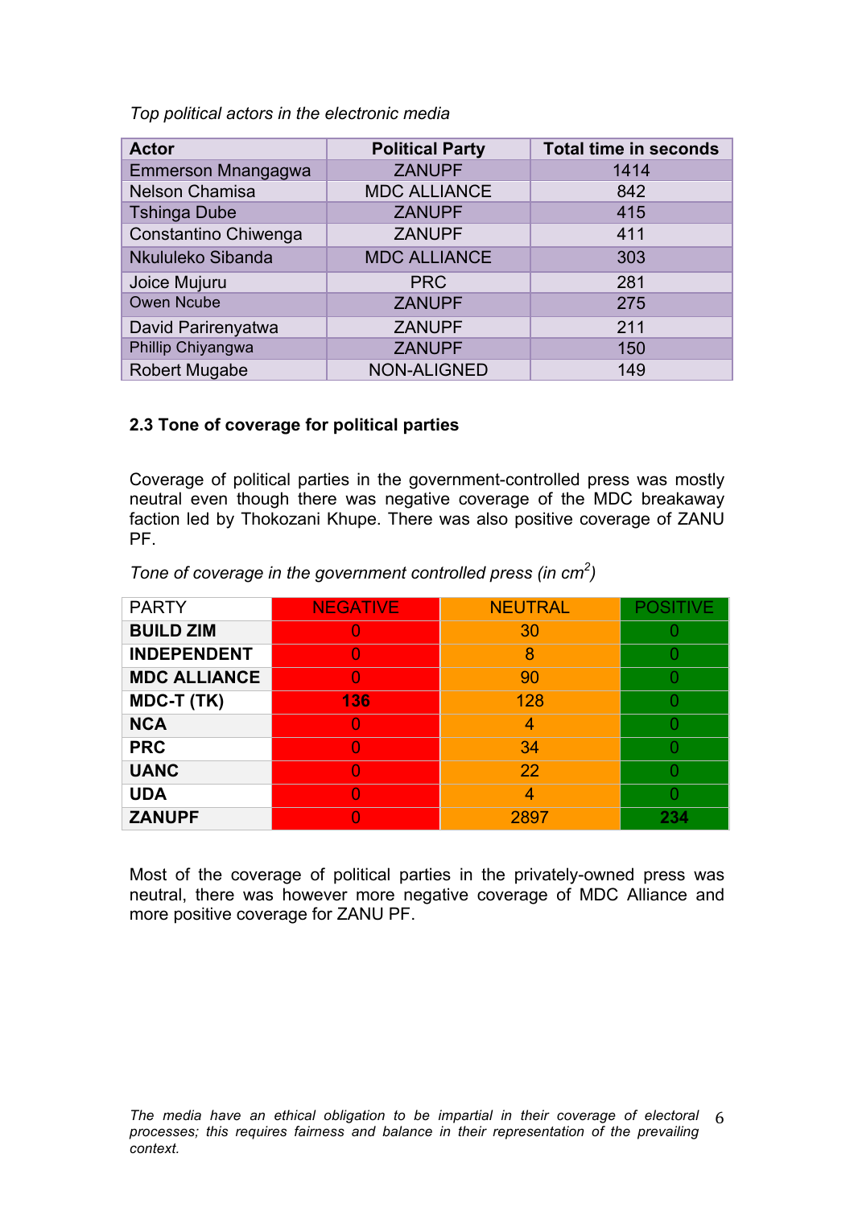*Top political actors in the electronic media*

| Actor | Political Party | Total time in seconds |
|---|---|---|
| Emmerson Mnangagwa | ZANUPF | 1414 |
| Nelson Chamisa | MDC ALLIANCE | 842 |
| Tshinga Dube | ZANUPF | 415 |
| Constantino Chiwenga | ZANUPF | 411 |
| Nkululeko Sibanda | MDC ALLIANCE | 303 |
| Joice Mujuru | PRC | 281 |
| Owen Ncube | ZANUPF | 275 |
| David Parirenyatwa | ZANUPF | 211 |
| Phillip Chiyangwa | ZANUPF | 150 |
| Robert Mugabe | NON-ALIGNED | 149 |

### 2.3 Tone of coverage for political parties

Coverage of political parties in the government-controlled press was mostly neutral even though there was negative coverage of the MDC breakaway faction led by Thokozani Khupe. There was also positive coverage of ZANU PF.

*Tone of coverage in the government controlled press (in $cm^2$)*

| PARTY | NEGATIVE | NEUTRAL | POSITIVE |
|---|---|---|---|
| **BUILD ZIM** | 0 | 30 | 0 |
| **INDEPENDENT** | 0 | 8 | 0 |
| **MDC ALLIANCE** | 0 | 90 | 0 |
| **MDC-T (TK)** | **136** | 128 | 0 |
| **NCA** | 0 | 4 | 0 |
| **PRC** | 0 | 34 | 0 |
| **UANC** | 0 | 22 | 0 |
| **UDA** | 0 | 4 | 0 |
| **ZANUPF** | 0 | 2897 | **234** |

Most of the coverage of political parties in the privately-owned press was neutral, there was however more negative coverage of MDC Alliance and more positive coverage for ZANU PF.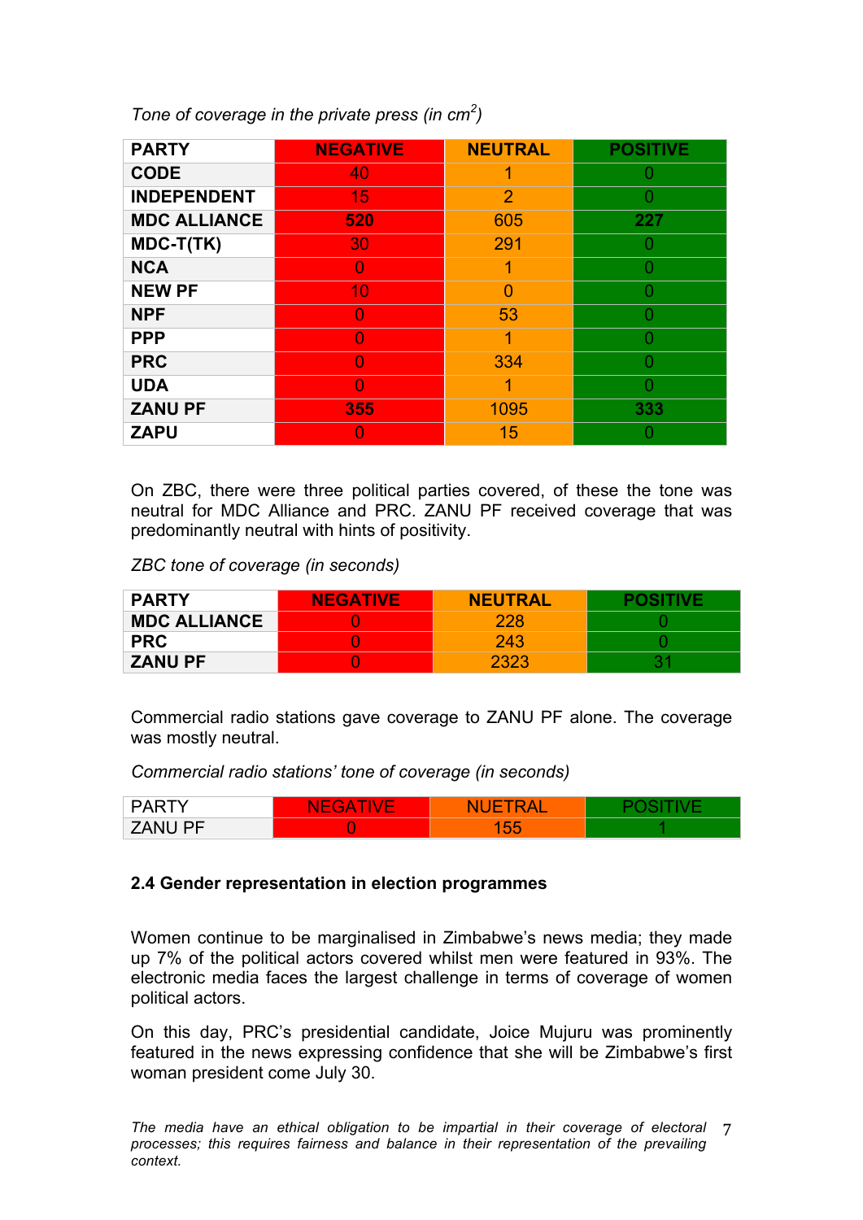*Tone of coverage in the private press (in $cm^2$)*

| PARTY | NEGATIVE | NEUTRAL | POSITIVE |
|---|---|---|---|
| CODE | 40 | 1 | 0 |
| INDEPENDENT | 15 | 2 | 0 |
| MDC ALLIANCE | **520** | 605 | **227** |
| MDC-T(TK) | 30 | 291 | 0 |
| NCA | 0 | 1 | 0 |
| NEW PF | 10 | 0 | 0 |
| NPF | 0 | 53 | 0 |
| PPP | 0 | 1 | 0 |
| PRC | 0 | 334 | 0 |
| UDA | 0 | 1 | 0 |
| ZANU PF | **355** | 1095 | **333** |
| ZAPU | 0 | 15 | 0 |

On ZBC, there were three political parties covered, of these the tone was neutral for MDC Alliance and PRC. ZANU PF received coverage that was predominantly neutral with hints of positivity.

*ZBC tone of coverage (in seconds)*

| PARTY | NEGATIVE | NEUTRAL | POSITIVE |
|---|---|---|---|
| MDC ALLIANCE | 0 | 228 | 0 |
| PRC | 0 | 243 | 0 |
| ZANU PF | 0 | 2323 | 31 |

Commercial radio stations gave coverage to ZANU PF alone. The coverage was mostly neutral.

*Commercial radio stations' tone of coverage (in seconds)*

| PARTY | NEGATIVE | NUETRAL | POSITIVE |
|---|---|---|---|
| ZANU PF | 0 | 155 | 1 |

### 2.4 Gender representation in election programmes

Women continue to be marginalised in Zimbabwe's news media; they made up 7% of the political actors covered whilst men were featured in 93%. The electronic media faces the largest challenge in terms of coverage of women political actors.

On this day, PRC's presidential candidate, Joice Mujuru was prominently featured in the news expressing confidence that she will be Zimbabwe's first woman president come July 30.

*The media have an ethical obligation to be impartial in their coverage of electoral processes; this requires fairness and balance in their representation of the prevailing context.*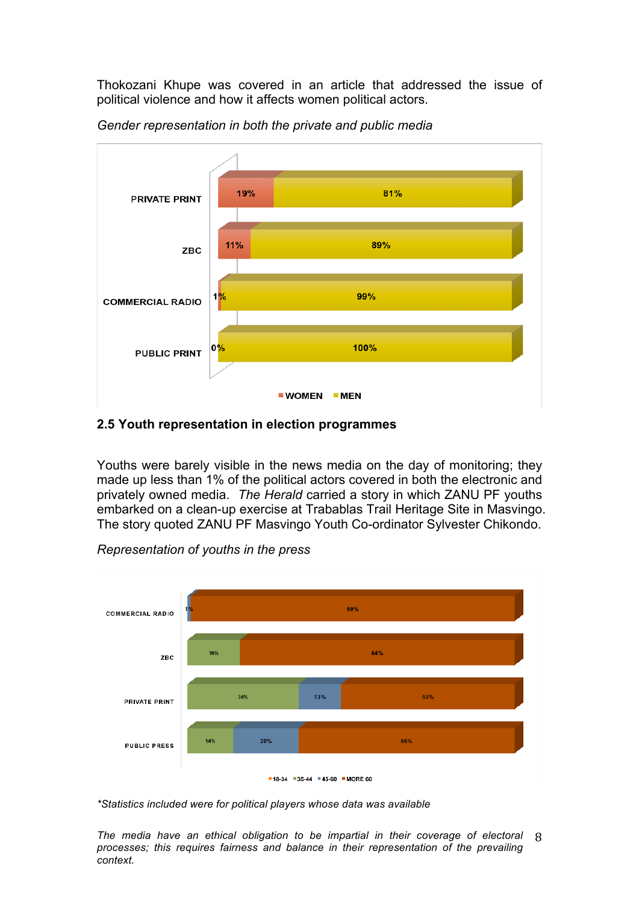Thokozani Khupe was covered in an article that addressed the issue of political violence and how it affects women political actors.

*Gender representation in both the private and public media*

| | WOMEN | MEN |
|---|---|---|
| PRIVATE PRINT | 19% | 81% |
| ZBC | 11% | 89% |
| COMMERCIAL RADIO | 1% | 99% |
| PUBLIC PRINT | 0% | 100% |

## 2.5 Youth representation in election programmes

Youths were barely visible in the news media on the day of monitoring; they made up less than 1% of the political actors covered in both the electronic and privately owned media. *The Herald* carried a story in which ZANU PF youths embarked on a clean-up exercise at Trabablas Trail Heritage Site in Masvingo. The story quoted ZANU PF Masvingo Youth Co-ordinator Sylvester Chikondo.

*Representation of youths in the press*

| | 18-34 | 35-44 | 45-60 | MORE 60 |
|---|---|---|---|---|
| COMMERCIAL RADIO | | | 1% | 99% |
| ZBC | | 16% | | 84% |
| PRIVATE PRINT | | 34% | 13% | 53% |
| PUBLIC PRESS | | 14% | 20% | 66% |

*\*Statistics included were for political players whose data was available*

*The media have an ethical obligation to be impartial in their coverage of electoral processes; this requires fairness and balance in their representation of the prevailing context.*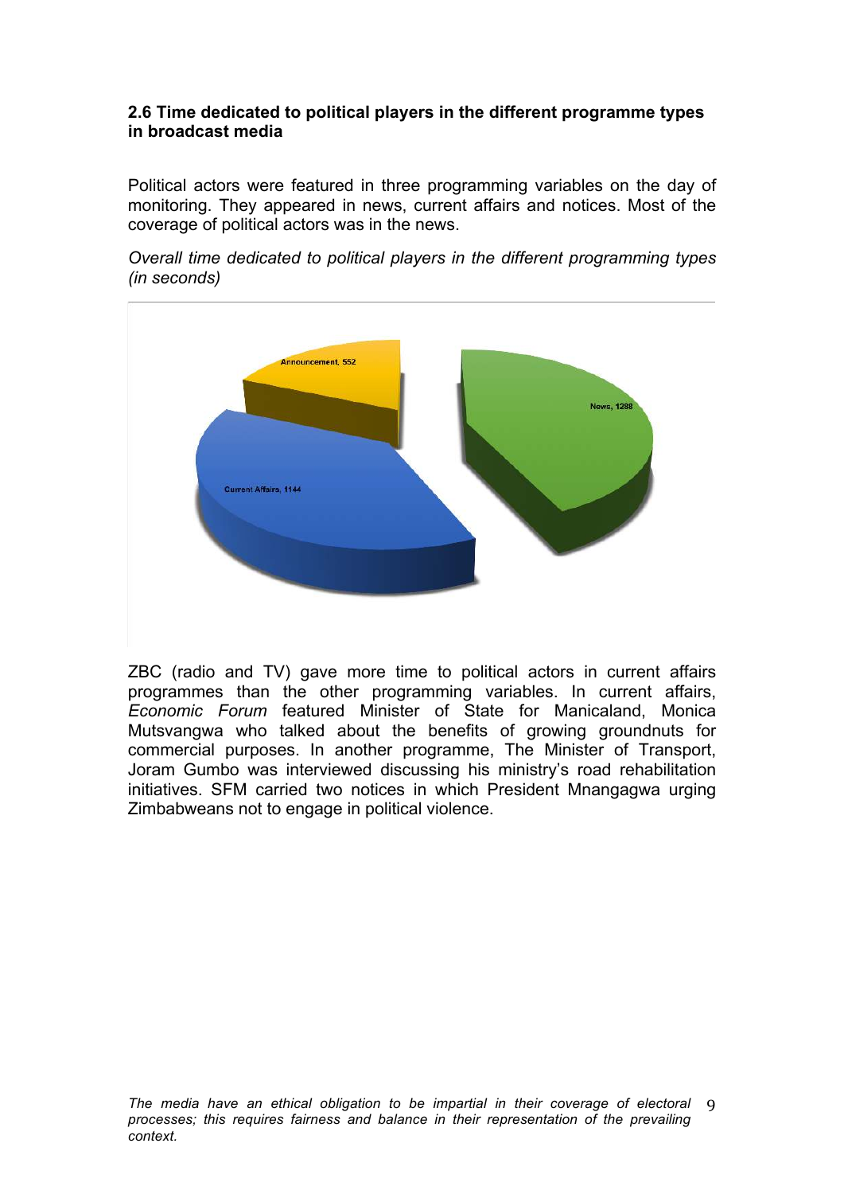**2.6 Time dedicated to political players in the different programme types in broadcast media**

Political actors were featured in three programming variables on the day of monitoring. They appeared in news, current affairs and notices. Most of the coverage of political actors was in the news.

*Overall time dedicated to political players in the different programming types (in seconds)*

Announcement, 552

News, 1288

Current Affairs, 1144

ZBC (radio and TV) gave more time to political actors in current affairs programmes than the other programming variables. In current affairs, *Economic Forum* featured Minister of State for Manicaland, Monica Mutsvangwa who talked about the benefits of growing groundnuts for commercial purposes. In another programme, The Minister of Transport, Joram Gumbo was interviewed discussing his ministry's road rehabilitation initiatives. SFM carried two notices in which President Mnangagwa urging Zimbabweans not to engage in political violence.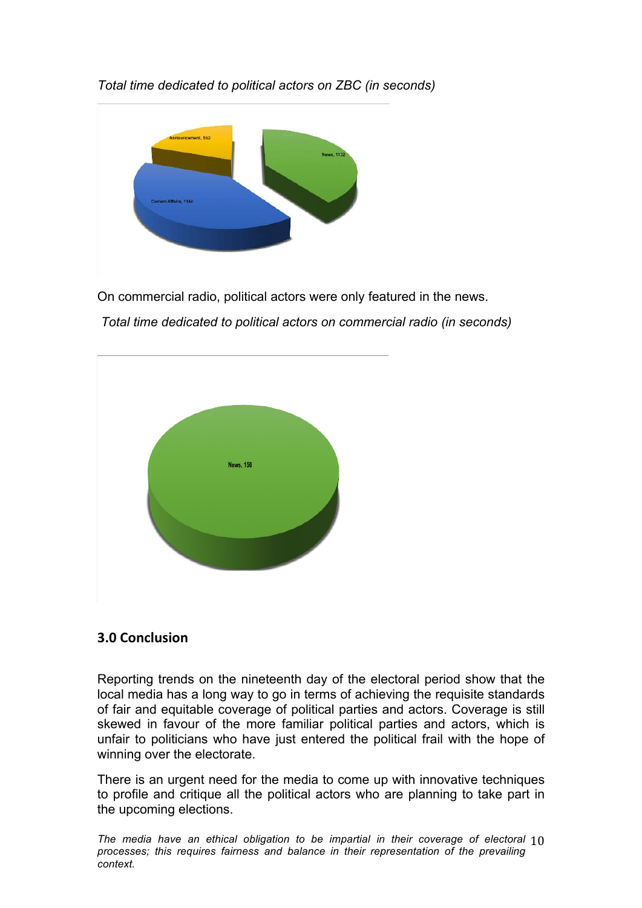*Total time dedicated to political actors on ZBC (in seconds)*

Announcement, 552

News, 1132

Current Affairs, 1144

On commercial radio, political actors were only featured in the news.

*Total time dedicated to political actors on commercial radio (in seconds)*

News, 156

## 3.0 Conclusion

Reporting trends on the nineteenth day of the electoral period show that the local media has a long way to go in terms of achieving the requisite standards of fair and equitable coverage of political parties and actors. Coverage is still skewed in favour of the more familiar political parties and actors, which is unfair to politicians who have just entered the political frail with the hope of winning over the electorate.

There is an urgent need for the media to come up with innovative techniques to profile and critique all the political actors who are planning to take part in the upcoming elections.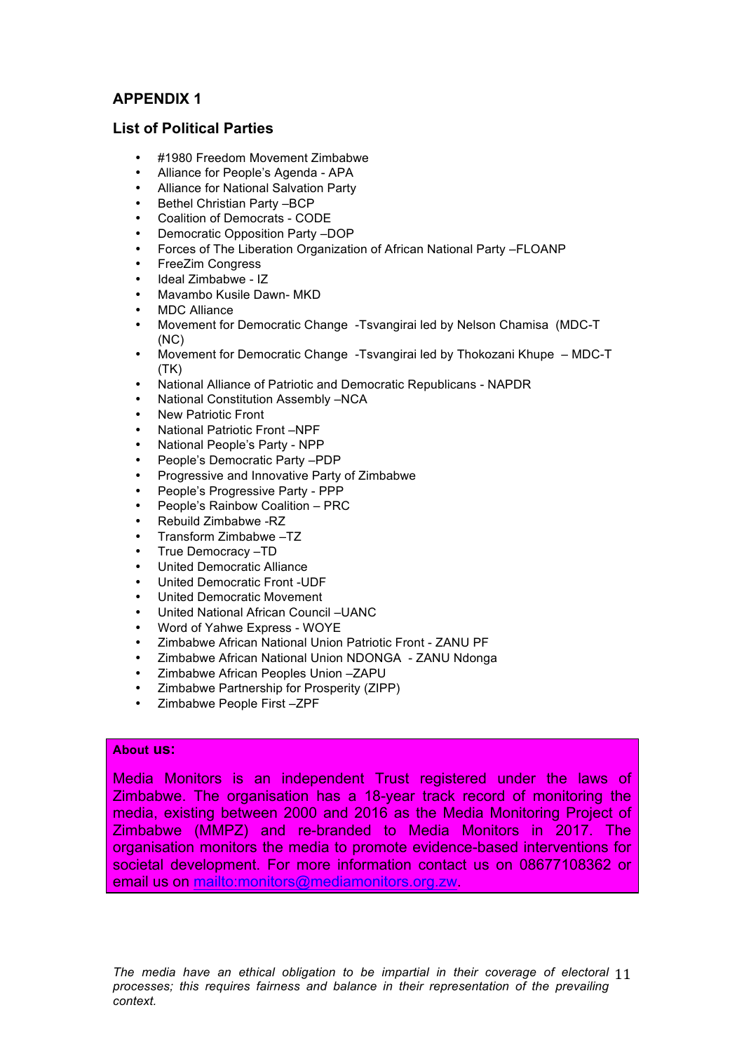## APPENDIX 1

### List of Political Parties

- #1980 Freedom Movement Zimbabwe
- Alliance for People's Agenda - APA
- Alliance for National Salvation Party
- Bethel Christian Party –BCP
- Coalition of Democrats - CODE
- Democratic Opposition Party –DOP
- Forces of The Liberation Organization of African National Party –FLOANP
- FreeZim Congress
- Ideal Zimbabwe - IZ
- Mavambo Kusile Dawn- MKD
- MDC Alliance
- Movement for Democratic Change -Tsvangirai led by Nelson Chamisa (MDC-T (NC)
- Movement for Democratic Change -Tsvangirai led by Thokozani Khupe – MDC-T (TK)
- National Alliance of Patriotic and Democratic Republicans - NAPDR
- National Constitution Assembly –NCA
- New Patriotic Front
- National Patriotic Front –NPF
- National People's Party - NPP
- People's Democratic Party –PDP
- Progressive and Innovative Party of Zimbabwe
- People's Progressive Party - PPP
- People's Rainbow Coalition – PRC
- Rebuild Zimbabwe -RZ
- Transform Zimbabwe –TZ
- True Democracy –TD
- United Democratic Alliance
- United Democratic Front -UDF
- United Democratic Movement
- United National African Council –UANC
- Word of Yahwe Express - WOYE
- Zimbabwe African National Union Patriotic Front - ZANU PF
- Zimbabwe African National Union NDONGA - ZANU Ndonga
- Zimbabwe African Peoples Union –ZAPU
- Zimbabwe Partnership for Prosperity (ZIPP)
- Zimbabwe People First –ZPF

**About us:**

Media Monitors is an independent Trust registered under the laws of Zimbabwe. The organisation has a 18-year track record of monitoring the media, existing between 2000 and 2016 as the Media Monitoring Project of Zimbabwe (MMPZ) and re-branded to Media Monitors in 2017. The organisation monitors the media to promote evidence-based interventions for societal development. For more information contact us on 08677108362 or email us on mailto:monitors@mediamonitors.org.zw.